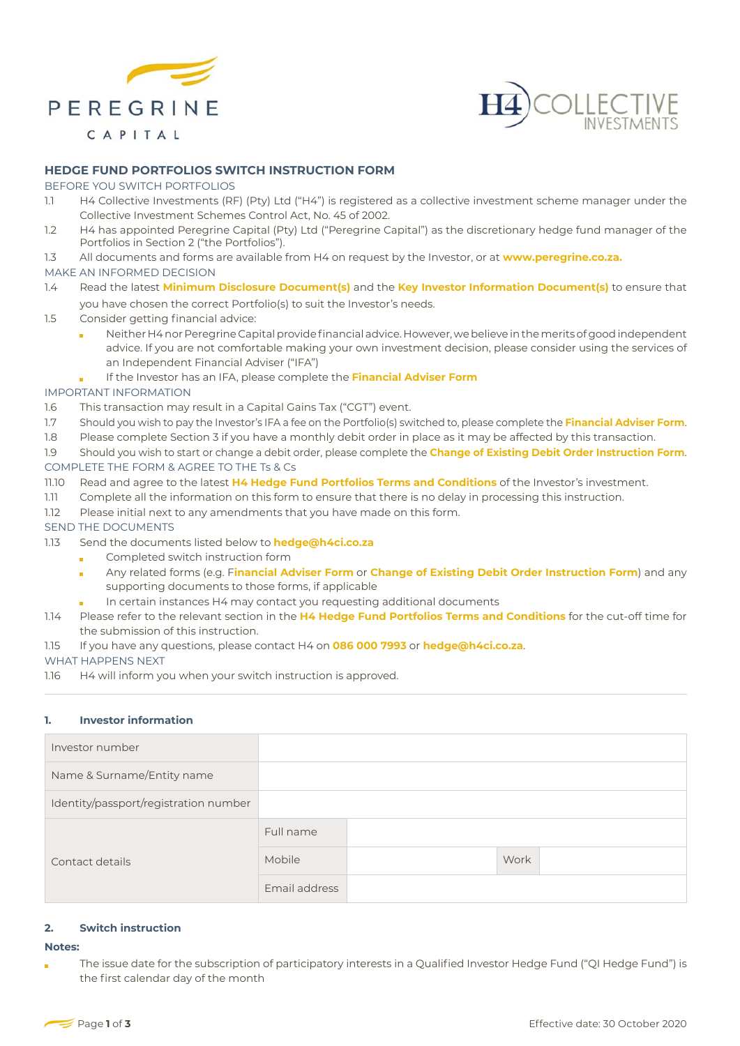PEREGRINE CAPITAL

H4 COLLECTIVE INVESTMENTS

## HEDGE FUND PORTFOLIOS SWITCH INSTRUCTION FORM

BEFORE YOU SWITCH PORTFOLIOS

1.1 H4 Collective Investments (RF) (Pty) Ltd ("H4") is registered as a collective investment scheme manager under the Collective Investment Schemes Control Act, No. 45 of 2002.

1.2 H4 has appointed Peregrine Capital (Pty) Ltd ("Peregrine Capital") as the discretionary hedge fund manager of the Portfolios in Section 2 ("the Portfolios").

1.3 All documents and forms are available from H4 on request by the Investor, or at **www.peregrine.co.za.**

MAKE AN INFORMED DECISION

1.4 Read the latest **Minimum Disclosure Document(s)** and the **Key Investor Information Document(s)** to ensure that you have chosen the correct Portfolio(s) to suit the Investor's needs.

1.5 Consider getting financial advice:

- Neither H4 nor Peregrine Capital provide financial advice. However, we believe in the merits of good independent advice. If you are not comfortable making your own investment decision, please consider using the services of an Independent Financial Adviser ("IFA")
- If the Investor has an IFA, please complete the **Financial Adviser Form**

IMPORTANT INFORMATION

1.6 This transaction may result in a Capital Gains Tax ("CGT") event.

1.7 Should you wish to pay the Investor's IFA a fee on the Portfolio(s) switched to, please complete the **Financial Adviser Form**.

1.8 Please complete Section 3 if you have a monthly debit order in place as it may be affected by this transaction.

1.9 Should you wish to start or change a debit order, please complete the **Change of Existing Debit Order Instruction Form**.

COMPLETE THE FORM & AGREE TO THE Ts & Cs

11.10 Read and agree to the latest **H4 Hedge Fund Portfolios Terms and Conditions** of the Investor's investment.

1.11 Complete all the information on this form to ensure that there is no delay in processing this instruction.

1.12 Please initial next to any amendments that you have made on this form.

SEND THE DOCUMENTS

1.13 Send the documents listed below to **hedge@h4ci.co.za**

- Completed switch instruction form
- Any related forms (e.g. **Financial Adviser Form** or **Change of Existing Debit Order Instruction Form**) and any supporting documents to those forms, if applicable
- In certain instances H4 may contact you requesting additional documents

1.14 Please refer to the relevant section in the **H4 Hedge Fund Portfolios Terms and Conditions** for the cut-off time for the submission of this instruction.

1.15 If you have any questions, please contact H4 on **086 000 7993** or **hedge@h4ci.co.za**.

WHAT HAPPENS NEXT

1.16 H4 will inform you when your switch instruction is approved.

### 1. Investor information

| | | | | |
|---|---|---|---|---|
| Investor number | | | | |
| Name & Surname/Entity name | | | | |
| Identity/passport/registration number | | | | |
| Contact details | Full name | | | |
| | Mobile | | Work | |
| | Email address | | | |

### 2. Switch instruction

**Notes:**

- The issue date for the subscription of participatory interests in a Qualified Investor Hedge Fund ("QI Hedge Fund") is the first calendar day of the month

Effective date: 30 October 2020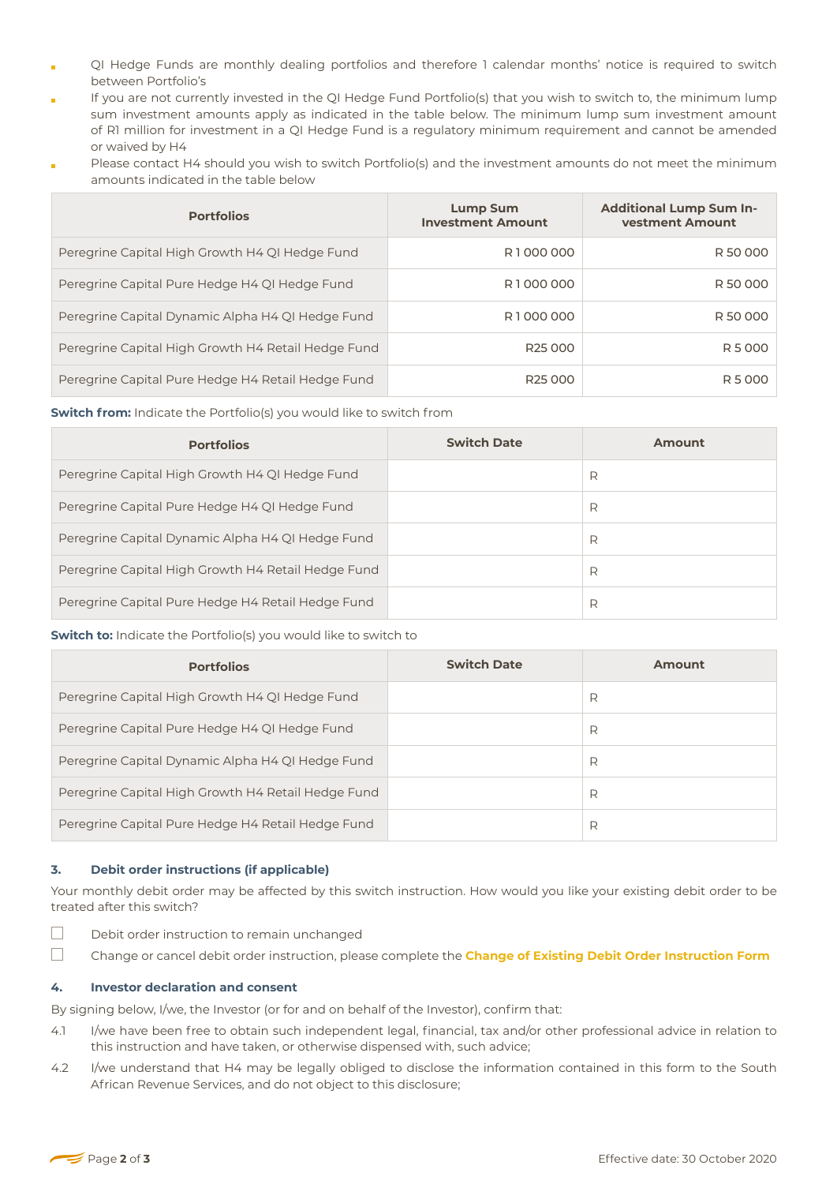- QI Hedge Funds are monthly dealing portfolios and therefore 1 calendar months' notice is required to switch between Portfolio's
- If you are not currently invested in the QI Hedge Fund Portfolio(s) that you wish to switch to, the minimum lump sum investment amounts apply as indicated in the table below. The minimum lump sum investment amount of R1 million for investment in a QI Hedge Fund is a regulatory minimum requirement and cannot be amended or waived by H4
- Please contact H4 should you wish to switch Portfolio(s) and the investment amounts do not meet the minimum amounts indicated in the table below

| Portfolios | Lump Sum Investment Amount | Additional Lump Sum Investment Amount |
|---|---|---|
| Peregrine Capital High Growth H4 QI Hedge Fund | R 1 000 000 | R 50 000 |
| Peregrine Capital Pure Hedge H4 QI Hedge Fund | R 1 000 000 | R 50 000 |
| Peregrine Capital Dynamic Alpha H4 QI Hedge Fund | R 1 000 000 | R 50 000 |
| Peregrine Capital High Growth H4 Retail Hedge Fund | R25 000 | R 5 000 |
| Peregrine Capital Pure Hedge H4 Retail Hedge Fund | R25 000 | R 5 000 |

**Switch from:** Indicate the Portfolio(s) you would like to switch from

| Portfolios | Switch Date | Amount |
|---|---|---|
| Peregrine Capital High Growth H4 QI Hedge Fund | | R |
| Peregrine Capital Pure Hedge H4 QI Hedge Fund | | R |
| Peregrine Capital Dynamic Alpha H4 QI Hedge Fund | | R |
| Peregrine Capital High Growth H4 Retail Hedge Fund | | R |
| Peregrine Capital Pure Hedge H4 Retail Hedge Fund | | R |

**Switch to:** Indicate the Portfolio(s) you would like to switch to

| Portfolios | Switch Date | Amount |
|---|---|---|
| Peregrine Capital High Growth H4 QI Hedge Fund | | R |
| Peregrine Capital Pure Hedge H4 QI Hedge Fund | | R |
| Peregrine Capital Dynamic Alpha H4 QI Hedge Fund | | R |
| Peregrine Capital High Growth H4 Retail Hedge Fund | | R |
| Peregrine Capital Pure Hedge H4 Retail Hedge Fund | | R |

### 3. Debit order instructions (if applicable)

Your monthly debit order may be affected by this switch instruction. How would you like your existing debit order to be treated after this switch?

☐ Debit order instruction to remain unchanged

☐ Change or cancel debit order instruction, please complete the **Change of Existing Debit Order Instruction Form**

### 4. Investor declaration and consent

By signing below, I/we, the Investor (or for and on behalf of the Investor), confirm that:

4.1 I/we have been free to obtain such independent legal, financial, tax and/or other professional advice in relation to this instruction and have taken, or otherwise dispensed with, such advice;

4.2 I/we understand that H4 may be legally obliged to disclose the information contained in this form to the South African Revenue Services, and do not object to this disclosure;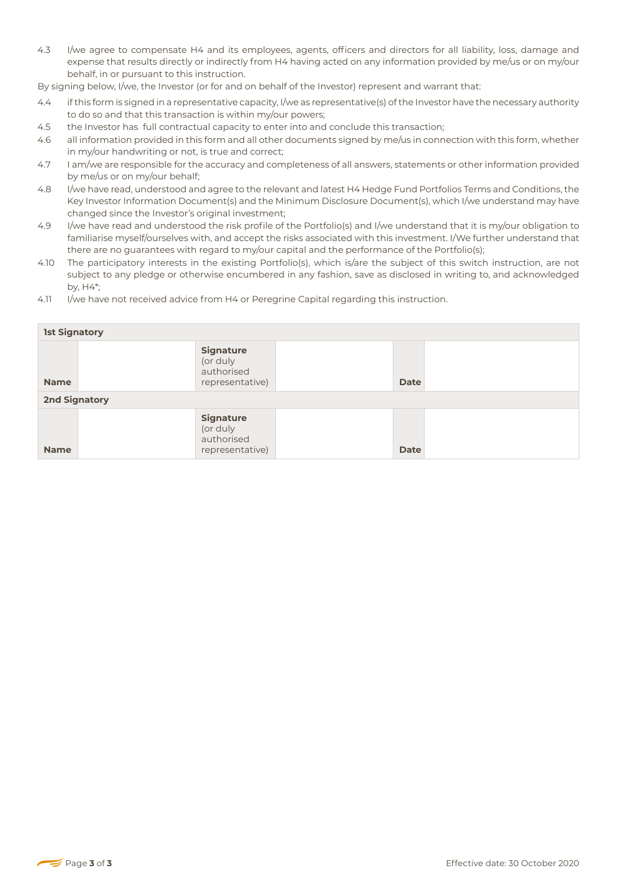4.3 I/we agree to compensate H4 and its employees, agents, officers and directors for all liability, loss, damage and expense that results directly or indirectly from H4 having acted on any information provided by me/us or on my/our behalf, in or pursuant to this instruction.

By signing below, I/we, the Investor (or for and on behalf of the Investor) represent and warrant that:

4.4 if this form is signed in a representative capacity, I/we as representative(s) of the Investor have the necessary authority to do so and that this transaction is within my/our powers;

4.5 the Investor has full contractual capacity to enter into and conclude this transaction;

4.6 all information provided in this form and all other documents signed by me/us in connection with this form, whether in my/our handwriting or not, is true and correct;

4.7 I am/we are responsible for the accuracy and completeness of all answers, statements or other information provided by me/us or on my/our behalf;

4.8 I/we have read, understood and agree to the relevant and latest H4 Hedge Fund Portfolios Terms and Conditions, the Key Investor Information Document(s) and the Minimum Disclosure Document(s), which I/we understand may have changed since the Investor's original investment;

4.9 I/we have read and understood the risk profile of the Portfolio(s) and I/we understand that it is my/our obligation to familiarise myself/ourselves with, and accept the risks associated with this investment. I/We further understand that there are no guarantees with regard to my/our capital and the performance of the Portfolio(s);

4.10 The participatory interests in the existing Portfolio(s), which is/are the subject of this switch instruction, are not subject to any pledge or otherwise encumbered in any fashion, save as disclosed in writing to, and acknowledged by, H4*;

4.11 I/we have not received advice from H4 or Peregrine Capital regarding this instruction.

| **1st Signatory** | | | | | |
|---|---|---|---|---|---|
| **Name** | | **Signature** (or duly authorised representative) | | **Date** | |
| **2nd Signatory** | | | | | |
| **Name** | | **Signature** (or duly authorised representative) | | **Date** | |

Effective date: 30 October 2020